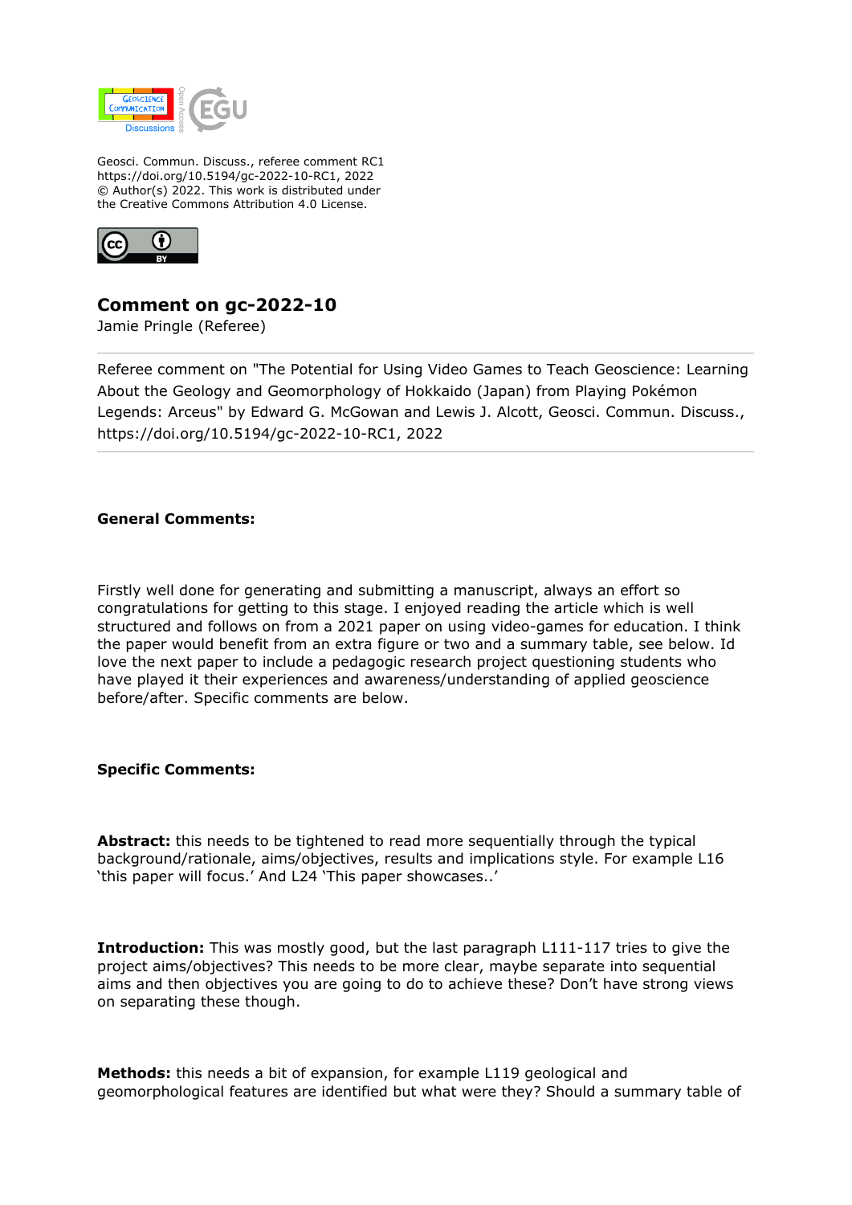Geosci. Commun. Discuss., referee comment RC1
https://doi.org/10.5194/gc-2022-10-RC1, 2022
© Author(s) 2022. This work is distributed under
the Creative Commons Attribution 4.0 License.

## Comment on gc-2022-10

Jamie Pringle (Referee)

---

Referee comment on "The Potential for Using Video Games to Teach Geoscience: Learning About the Geology and Geomorphology of Hokkaido (Japan) from Playing Pokémon Legends: Arceus" by Edward G. McGowan and Lewis J. Alcott, Geosci. Commun. Discuss., https://doi.org/10.5194/gc-2022-10-RC1, 2022

---

**General Comments:**

Firstly well done for generating and submitting a manuscript, always an effort so congratulations for getting to this stage. I enjoyed reading the article which is well structured and follows on from a 2021 paper on using video-games for education. I think the paper would benefit from an extra figure or two and a summary table, see below. Id love the next paper to include a pedagogic research project questioning students who have played it their experiences and awareness/understanding of applied geoscience before/after. Specific comments are below.

**Specific Comments:**

**Abstract:** this needs to be tightened to read more sequentially through the typical background/rationale, aims/objectives, results and implications style. For example L16 'this paper will focus.' And L24 'This paper showcases..'

**Introduction:** This was mostly good, but the last paragraph L111-117 tries to give the project aims/objectives? This needs to be more clear, maybe separate into sequential aims and then objectives you are going to do to achieve these? Don't have strong views on separating these though.

**Methods:** this needs a bit of expansion, for example L119 geological and geomorphological features are identified but what were they? Should a summary table of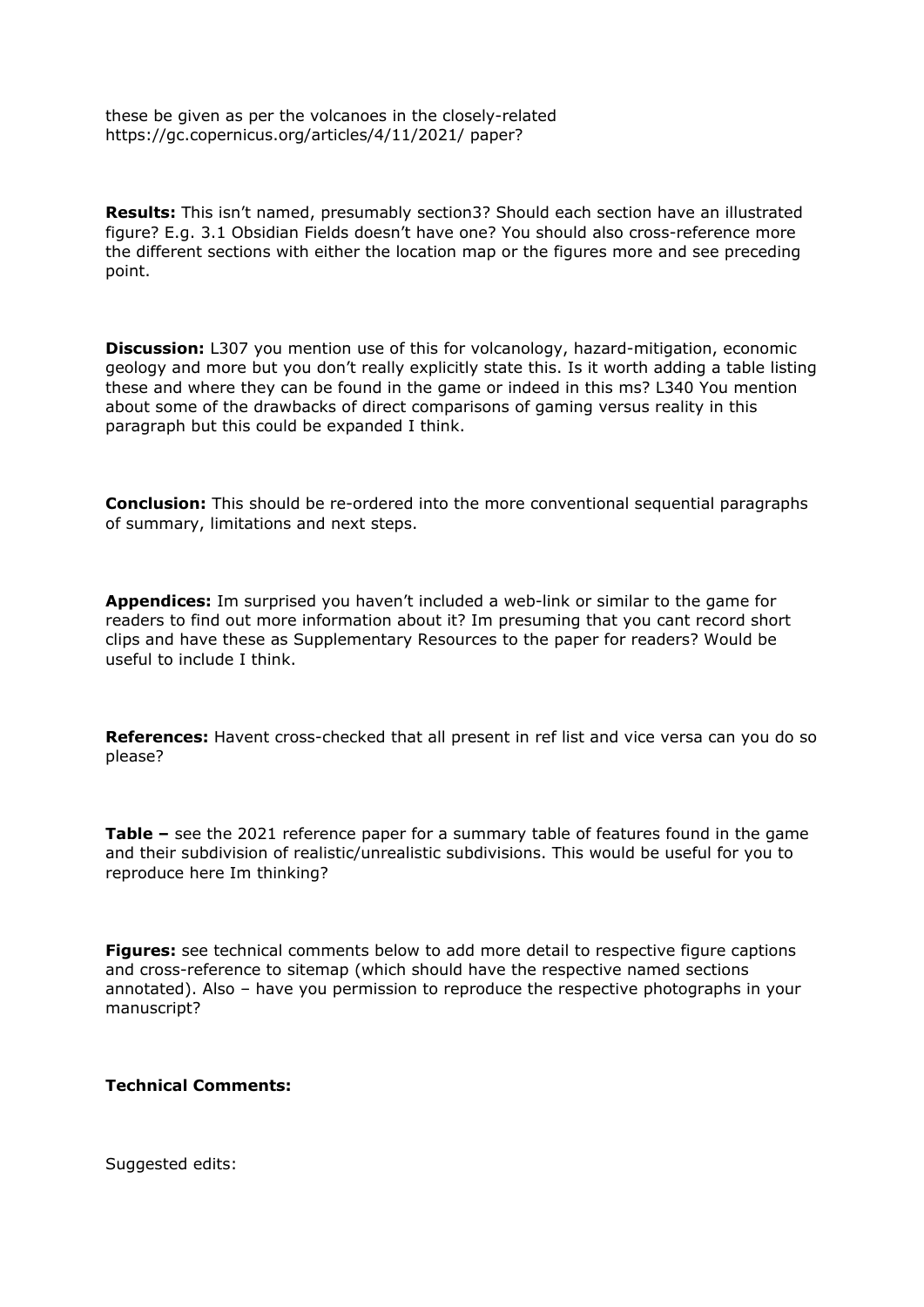these be given as per the volcanoes in the closely-related https://gc.copernicus.org/articles/4/11/2021/ paper?

**Results:** This isn't named, presumably section3? Should each section have an illustrated figure? E.g. 3.1 Obsidian Fields doesn't have one? You should also cross-reference more the different sections with either the location map or the figures more and see preceding point.

**Discussion:** L307 you mention use of this for volcanology, hazard-mitigation, economic geology and more but you don't really explicitly state this. Is it worth adding a table listing these and where they can be found in the game or indeed in this ms? L340 You mention about some of the drawbacks of direct comparisons of gaming versus reality in this paragraph but this could be expanded I think.

**Conclusion:** This should be re-ordered into the more conventional sequential paragraphs of summary, limitations and next steps.

**Appendices:** Im surprised you haven't included a web-link or similar to the game for readers to find out more information about it? Im presuming that you cant record short clips and have these as Supplementary Resources to the paper for readers? Would be useful to include I think.

**References:** Havent cross-checked that all present in ref list and vice versa can you do so please?

**Table –** see the 2021 reference paper for a summary table of features found in the game and their subdivision of realistic/unrealistic subdivisions. This would be useful for you to reproduce here Im thinking?

**Figures:** see technical comments below to add more detail to respective figure captions and cross-reference to sitemap (which should have the respective named sections annotated). Also – have you permission to reproduce the respective photographs in your manuscript?

**Technical Comments:**

Suggested edits: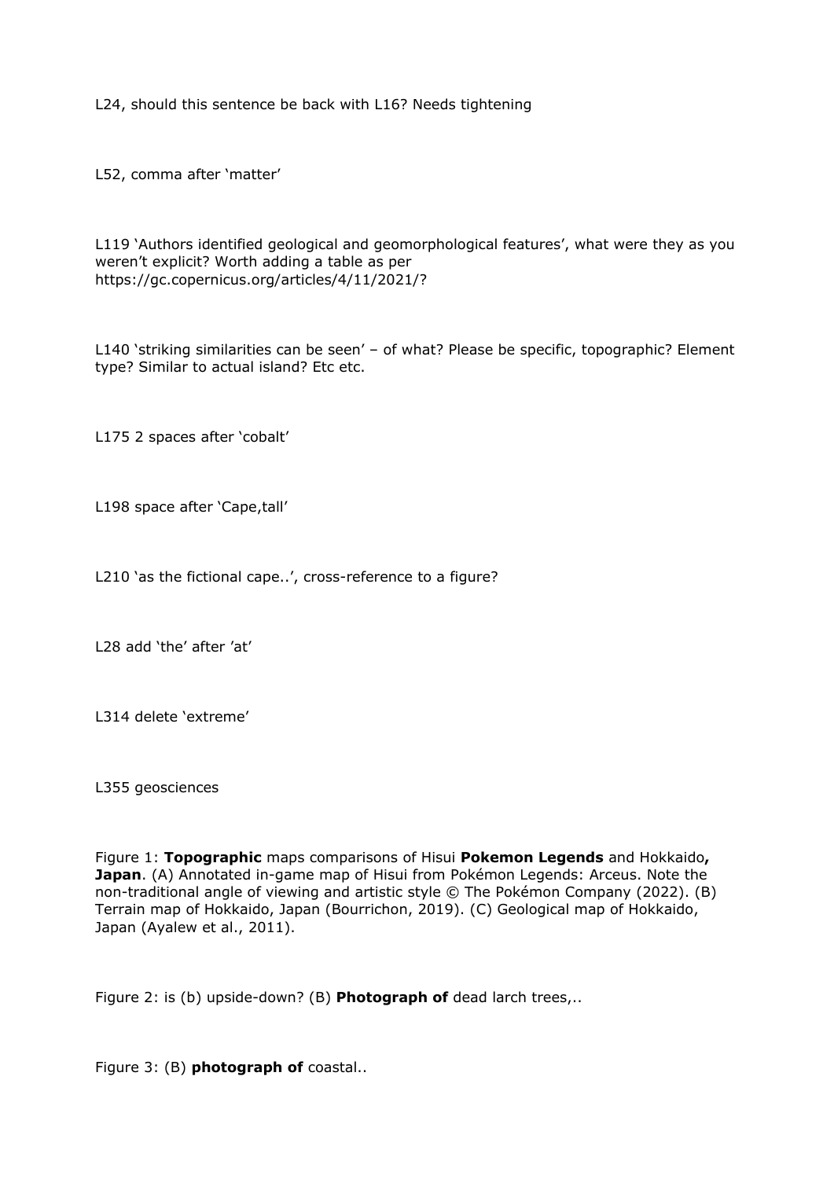L24, should this sentence be back with L16? Needs tightening

L52, comma after 'matter'

L119 'Authors identified geological and geomorphological features', what were they as you weren't explicit? Worth adding a table as per https://gc.copernicus.org/articles/4/11/2021/?

L140 'striking similarities can be seen' – of what? Please be specific, topographic? Element type? Similar to actual island? Etc etc.

L175 2 spaces after 'cobalt'

L198 space after 'Cape,tall'

L210 'as the fictional cape..', cross-reference to a figure?

L28 add 'the' after 'at'

L314 delete 'extreme'

L355 geosciences

Figure 1: **Topographic** maps comparisons of Hisui **Pokemon Legends** and Hokkaido**, Japan**. (A) Annotated in-game map of Hisui from Pokémon Legends: Arceus. Note the non-traditional angle of viewing and artistic style © The Pokémon Company (2022). (B) Terrain map of Hokkaido, Japan (Bourrichon, 2019). (C) Geological map of Hokkaido, Japan (Ayalew et al., 2011).

Figure 2: is (b) upside-down? (B) **Photograph of** dead larch trees,..

Figure 3: (B) **photograph of** coastal..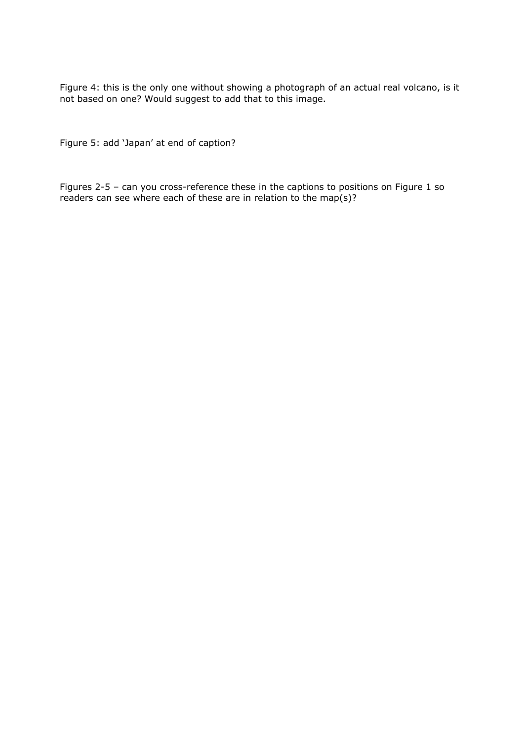Figure 4: this is the only one without showing a photograph of an actual real volcano, is it not based on one? Would suggest to add that to this image.

Figure 5: add 'Japan' at end of caption?

Figures 2-5 – can you cross-reference these in the captions to positions on Figure 1 so readers can see where each of these are in relation to the map(s)?